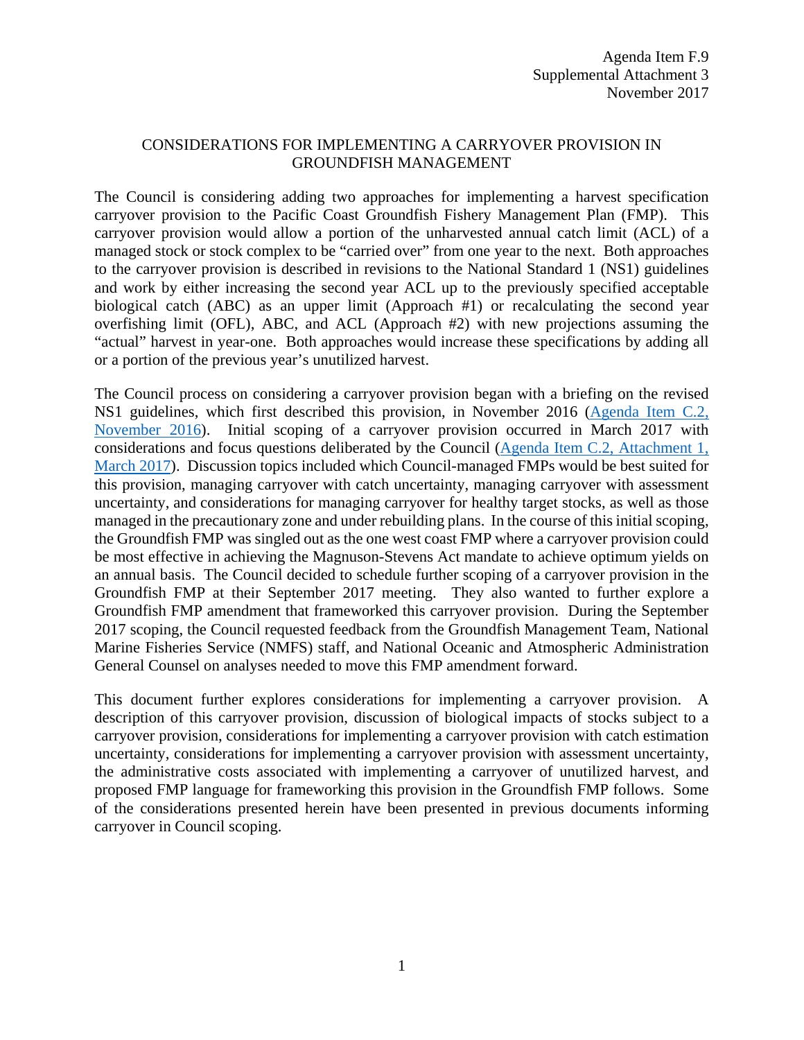Agenda Item F.9
Supplemental Attachment 3
November 2017

# CONSIDERATIONS FOR IMPLEMENTING A CARRYOVER PROVISION IN GROUNDFISH MANAGEMENT

The Council is considering adding two approaches for implementing a harvest specification carryover provision to the Pacific Coast Groundfish Fishery Management Plan (FMP). This carryover provision would allow a portion of the unharvested annual catch limit (ACL) of a managed stock or stock complex to be "carried over" from one year to the next. Both approaches to the carryover provision is described in revisions to the National Standard 1 (NS1) guidelines and work by either increasing the second year ACL up to the previously specified acceptable biological catch (ABC) as an upper limit (Approach #1) or recalculating the second year overfishing limit (OFL), ABC, and ACL (Approach #2) with new projections assuming the "actual" harvest in year-one. Both approaches would increase these specifications by adding all or a portion of the previous year's unutilized harvest.

The Council process on considering a carryover provision began with a briefing on the revised NS1 guidelines, which first described this provision, in November 2016 (Agenda Item C.2, November 2016). Initial scoping of a carryover provision occurred in March 2017 with considerations and focus questions deliberated by the Council (Agenda Item C.2, Attachment 1, March 2017). Discussion topics included which Council-managed FMPs would be best suited for this provision, managing carryover with catch uncertainty, managing carryover with assessment uncertainty, and considerations for managing carryover for healthy target stocks, as well as those managed in the precautionary zone and under rebuilding plans. In the course of this initial scoping, the Groundfish FMP was singled out as the one west coast FMP where a carryover provision could be most effective in achieving the Magnuson-Stevens Act mandate to achieve optimum yields on an annual basis. The Council decided to schedule further scoping of a carryover provision in the Groundfish FMP at their September 2017 meeting. They also wanted to further explore a Groundfish FMP amendment that frameworked this carryover provision. During the September 2017 scoping, the Council requested feedback from the Groundfish Management Team, National Marine Fisheries Service (NMFS) staff, and National Oceanic and Atmospheric Administration General Counsel on analyses needed to move this FMP amendment forward.

This document further explores considerations for implementing a carryover provision. A description of this carryover provision, discussion of biological impacts of stocks subject to a carryover provision, considerations for implementing a carryover provision with catch estimation uncertainty, considerations for implementing a carryover provision with assessment uncertainty, the administrative costs associated with implementing a carryover of unutilized harvest, and proposed FMP language for frameworking this provision in the Groundfish FMP follows. Some of the considerations presented herein have been presented in previous documents informing carryover in Council scoping.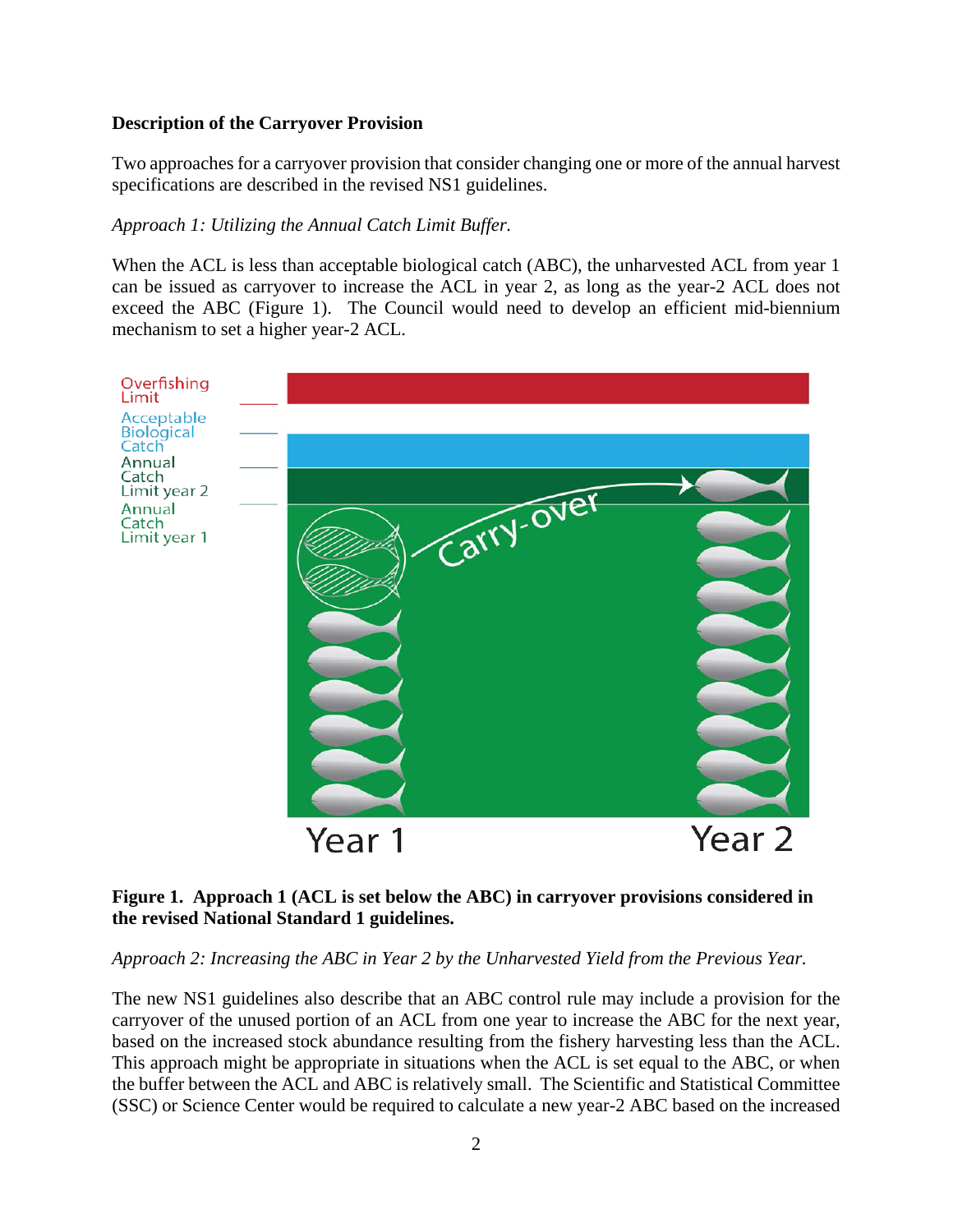**Description of the Carryover Provision**

Two approaches for a carryover provision that consider changing one or more of the annual harvest specifications are described in the revised NS1 guidelines.

*Approach 1: Utilizing the Annual Catch Limit Buffer.*

When the ACL is less than acceptable biological catch (ABC), the unharvested ACL from year 1 can be issued as carryover to increase the ACL in year 2, as long as the year-2 ACL does not exceed the ABC (Figure 1). The Council would need to develop an efficient mid-biennium mechanism to set a higher year-2 ACL.

**Figure 1. Approach 1 (ACL is set below the ABC) in carryover provisions considered in the revised National Standard 1 guidelines.**

*Approach 2: Increasing the ABC in Year 2 by the Unharvested Yield from the Previous Year.*

The new NS1 guidelines also describe that an ABC control rule may include a provision for the carryover of the unused portion of an ACL from one year to increase the ABC for the next year, based on the increased stock abundance resulting from the fishery harvesting less than the ACL. This approach might be appropriate in situations when the ACL is set equal to the ABC, or when the buffer between the ACL and ABC is relatively small. The Scientific and Statistical Committee (SSC) or Science Center would be required to calculate a new year-2 ABC based on the increased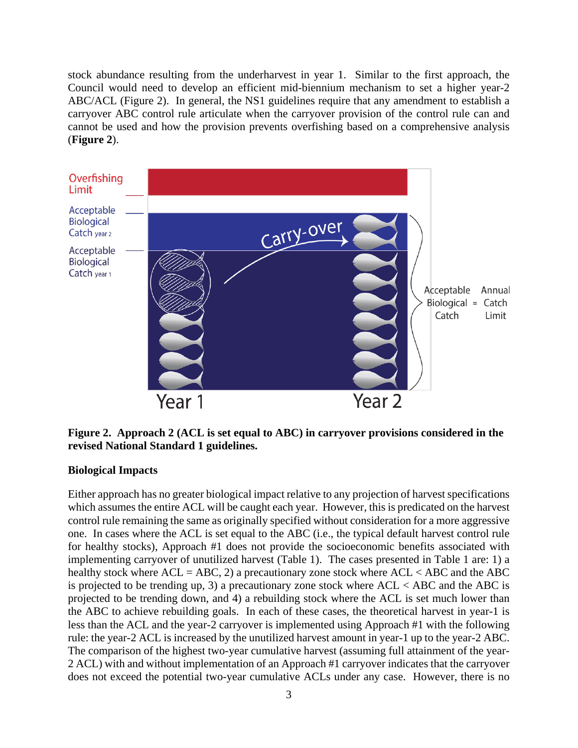stock abundance resulting from the underharvest in year 1. Similar to the first approach, the Council would need to develop an efficient mid-biennium mechanism to set a higher year-2 ABC/ACL (Figure 2). In general, the NS1 guidelines require that any amendment to establish a carryover ABC control rule articulate when the carryover provision of the control rule can and cannot be used and how the provision prevents overfishing based on a comprehensive analysis (**Figure 2**).

**Figure 2. Approach 2 (ACL is set equal to ABC) in carryover provisions considered in the revised National Standard 1 guidelines.**

**Biological Impacts**

Either approach has no greater biological impact relative to any projection of harvest specifications which assumes the entire ACL will be caught each year. However, this is predicated on the harvest control rule remaining the same as originally specified without consideration for a more aggressive one. In cases where the ACL is set equal to the ABC (i.e., the typical default harvest control rule for healthy stocks), Approach #1 does not provide the socioeconomic benefits associated with implementing carryover of unutilized harvest (Table 1). The cases presented in Table 1 are: 1) a healthy stock where ACL = ABC, 2) a precautionary zone stock where ACL < ABC and the ABC is projected to be trending up, 3) a precautionary zone stock where ACL < ABC and the ABC is projected to be trending down, and 4) a rebuilding stock where the ACL is set much lower than the ABC to achieve rebuilding goals. In each of these cases, the theoretical harvest in year-1 is less than the ACL and the year-2 carryover is implemented using Approach #1 with the following rule: the year-2 ACL is increased by the unutilized harvest amount in year-1 up to the year-2 ABC. The comparison of the highest two-year cumulative harvest (assuming full attainment of the year-2 ACL) with and without implementation of an Approach #1 carryover indicates that the carryover does not exceed the potential two-year cumulative ACLs under any case. However, there is no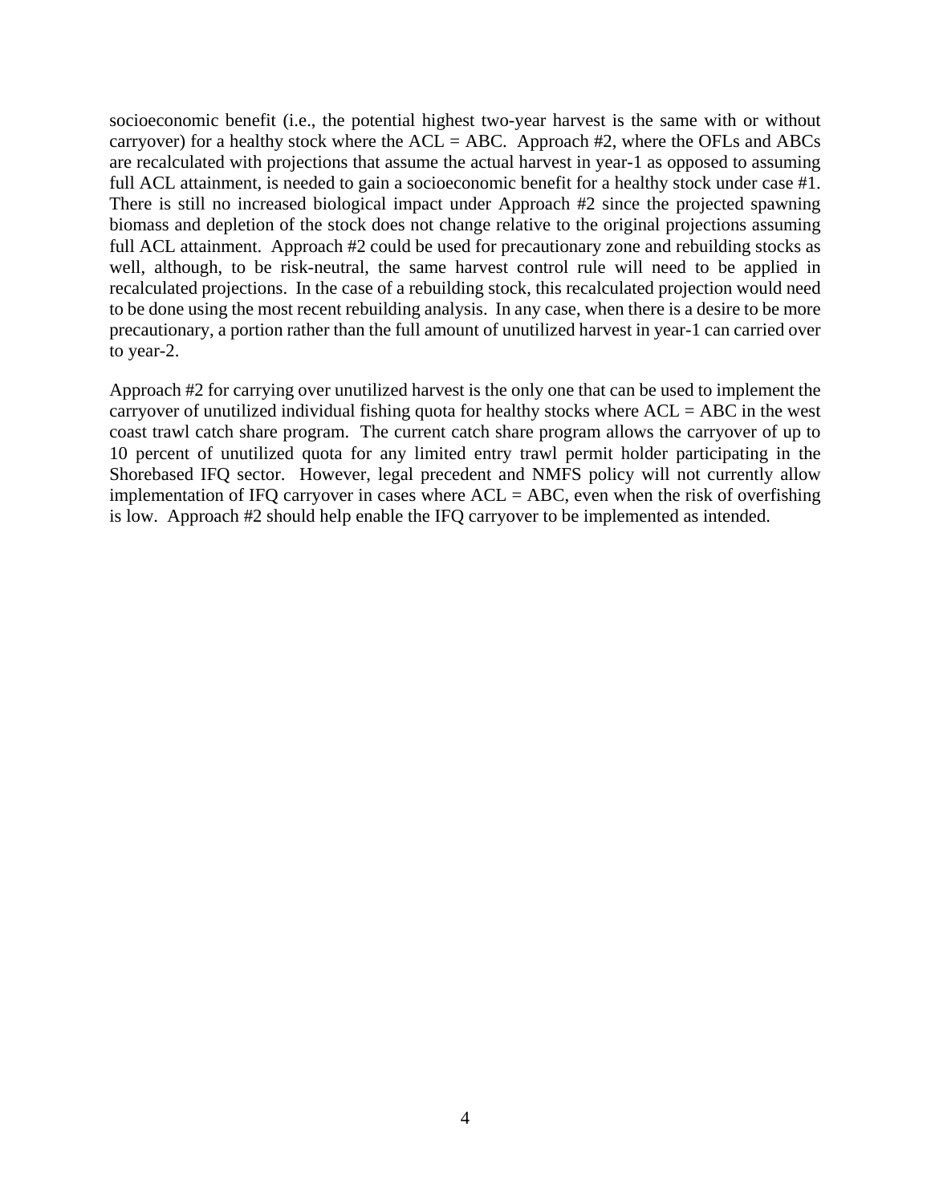socioeconomic benefit (i.e., the potential highest two-year harvest is the same with or without carryover) for a healthy stock where the ACL = ABC. Approach #2, where the OFLs and ABCs are recalculated with projections that assume the actual harvest in year-1 as opposed to assuming full ACL attainment, is needed to gain a socioeconomic benefit for a healthy stock under case #1. There is still no increased biological impact under Approach #2 since the projected spawning biomass and depletion of the stock does not change relative to the original projections assuming full ACL attainment. Approach #2 could be used for precautionary zone and rebuilding stocks as well, although, to be risk-neutral, the same harvest control rule will need to be applied in recalculated projections. In the case of a rebuilding stock, this recalculated projection would need to be done using the most recent rebuilding analysis. In any case, when there is a desire to be more precautionary, a portion rather than the full amount of unutilized harvest in year-1 can carried over to year-2.

Approach #2 for carrying over unutilized harvest is the only one that can be used to implement the carryover of unutilized individual fishing quota for healthy stocks where ACL = ABC in the west coast trawl catch share program. The current catch share program allows the carryover of up to 10 percent of unutilized quota for any limited entry trawl permit holder participating in the Shorebased IFQ sector. However, legal precedent and NMFS policy will not currently allow implementation of IFQ carryover in cases where ACL = ABC, even when the risk of overfishing is low. Approach #2 should help enable the IFQ carryover to be implemented as intended.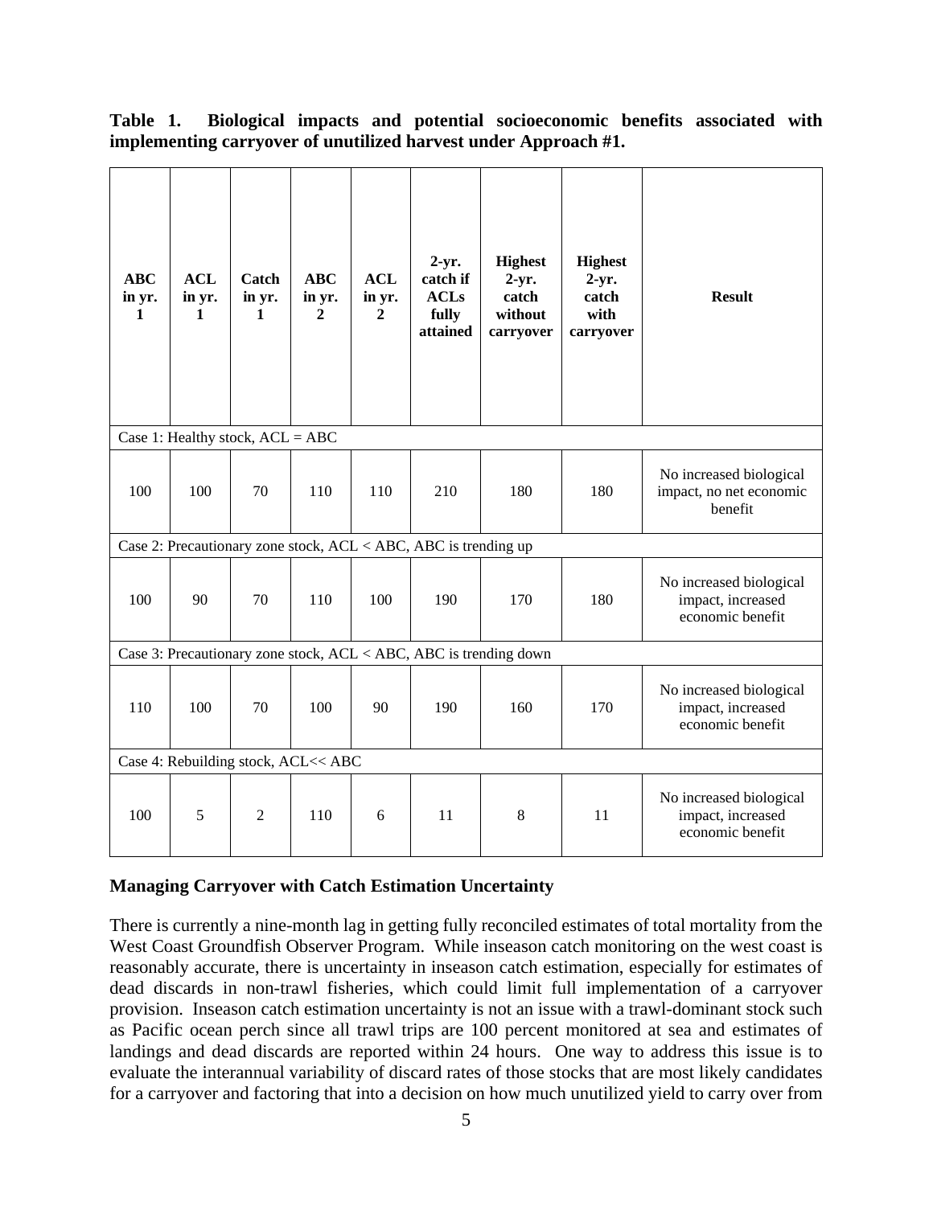**Table 1. Biological impacts and potential socioeconomic benefits associated with implementing carryover of unutilized harvest under Approach #1.**

| ABC in yr. 1 | ACL in yr. 1 | Catch in yr. 1 | ABC in yr. 2 | ACL in yr. 2 | 2-yr. catch if ACLs fully attained | Highest 2-yr. catch without carryover | Highest 2-yr. catch with carryover | Result |
|---|---|---|---|---|---|---|---|---|
| Case 1: Healthy stock, ACL = ABC | | | | | | | | |
| 100 | 100 | 70 | 110 | 110 | 210 | 180 | 180 | No increased biological impact, no net economic benefit |
| Case 2: Precautionary zone stock, ACL < ABC, ABC is trending up | | | | | | | | |
| 100 | 90 | 70 | 110 | 100 | 190 | 170 | 180 | No increased biological impact, increased economic benefit |
| Case 3: Precautionary zone stock, ACL < ABC, ABC is trending down | | | | | | | | |
| 110 | 100 | 70 | 100 | 90 | 190 | 160 | 170 | No increased biological impact, increased economic benefit |
| Case 4: Rebuilding stock, ACL<< ABC | | | | | | | | |
| 100 | 5 | 2 | 110 | 6 | 11 | 8 | 11 | No increased biological impact, increased economic benefit |

**Managing Carryover with Catch Estimation Uncertainty**

There is currently a nine-month lag in getting fully reconciled estimates of total mortality from the West Coast Groundfish Observer Program. While inseason catch monitoring on the west coast is reasonably accurate, there is uncertainty in inseason catch estimation, especially for estimates of dead discards in non-trawl fisheries, which could limit full implementation of a carryover provision. Inseason catch estimation uncertainty is not an issue with a trawl-dominant stock such as Pacific ocean perch since all trawl trips are 100 percent monitored at sea and estimates of landings and dead discards are reported within 24 hours. One way to address this issue is to evaluate the interannual variability of discard rates of those stocks that are most likely candidates for a carryover and factoring that into a decision on how much unutilized yield to carry over from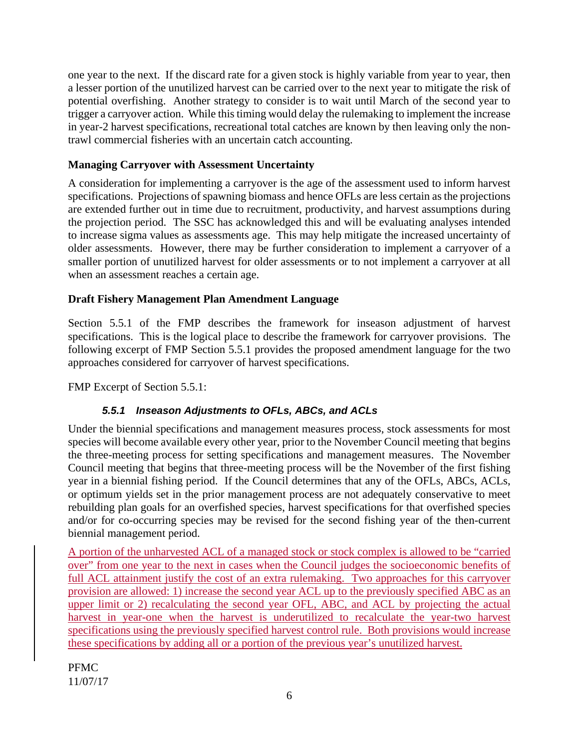one year to the next. If the discard rate for a given stock is highly variable from year to year, then a lesser portion of the unutilized harvest can be carried over to the next year to mitigate the risk of potential overfishing. Another strategy to consider is to wait until March of the second year to trigger a carryover action. While this timing would delay the rulemaking to implement the increase in year-2 harvest specifications, recreational total catches are known by then leaving only the non-trawl commercial fisheries with an uncertain catch accounting.

**Managing Carryover with Assessment Uncertainty**

A consideration for implementing a carryover is the age of the assessment used to inform harvest specifications. Projections of spawning biomass and hence OFLs are less certain as the projections are extended further out in time due to recruitment, productivity, and harvest assumptions during the projection period. The SSC has acknowledged this and will be evaluating analyses intended to increase sigma values as assessments age. This may help mitigate the increased uncertainty of older assessments. However, there may be further consideration to implement a carryover of a smaller portion of unutilized harvest for older assessments or to not implement a carryover at all when an assessment reaches a certain age.

**Draft Fishery Management Plan Amendment Language**

Section 5.5.1 of the FMP describes the framework for inseason adjustment of harvest specifications. This is the logical place to describe the framework for carryover provisions. The following excerpt of FMP Section 5.5.1 provides the proposed amendment language for the two approaches considered for carryover of harvest specifications.

FMP Excerpt of Section 5.5.1:

***5.5.1 Inseason Adjustments to OFLs, ABCs, and ACLs***

Under the biennial specifications and management measures process, stock assessments for most species will become available every other year, prior to the November Council meeting that begins the three-meeting process for setting specifications and management measures. The November Council meeting that begins that three-meeting process will be the November of the first fishing year in a biennial fishing period. If the Council determines that any of the OFLs, ABCs, ACLs, or optimum yields set in the prior management process are not adequately conservative to meet rebuilding plan goals for an overfished species, harvest specifications for that overfished species and/or for co-occurring species may be revised for the second fishing year of the then-current biennial management period.

A portion of the unharvested ACL of a managed stock or stock complex is allowed to be "carried over" from one year to the next in cases when the Council judges the socioeconomic benefits of full ACL attainment justify the cost of an extra rulemaking. Two approaches for this carryover provision are allowed: 1) increase the second year ACL up to the previously specified ABC as an upper limit or 2) recalculating the second year OFL, ABC, and ACL by projecting the actual harvest in year-one when the harvest is underutilized to recalculate the year-two harvest specifications using the previously specified harvest control rule. Both provisions would increase these specifications by adding all or a portion of the previous year's unutilized harvest.

PFMC
11/07/17